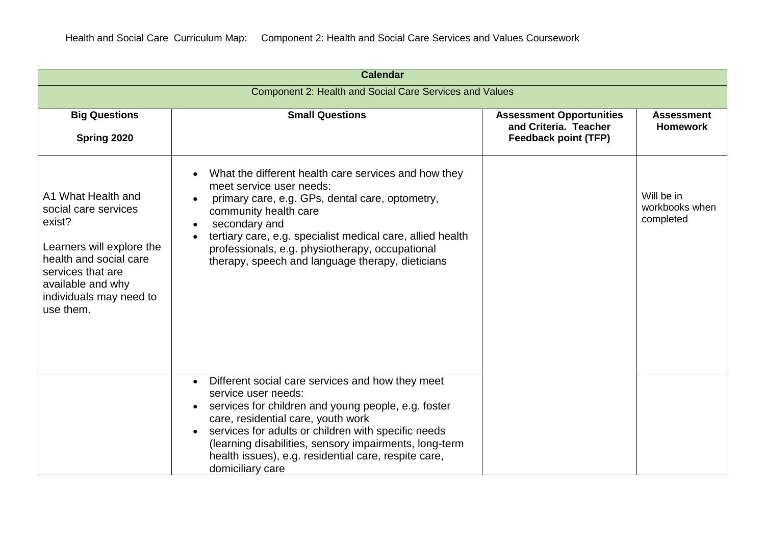Health and Social Care Curriculum Map: Component 2: Health and Social Care Services and Values Coursework

| **Calendar** | | | |
|---|---|---|---|
| Component 2: Health and Social Care Services and Values | | | |
| **Big Questions**<br><br>**Spring 2020** | **Small Questions** | **Assessment Opportunities and Criteria. Teacher Feedback point (TFP)** | **Assessment Homework** |
| A1 What Health and social care services exist?<br><br>Learners will explore the health and social care services that are available and why individuals may need to use them. | • What the different health care services and how they meet service user needs:<br>• primary care, e.g. GPs, dental care, optometry, community health care<br>• secondary and<br>• tertiary care, e.g. specialist medical care, allied health professionals, e.g. physiotherapy, occupational therapy, speech and language therapy, dieticians | | Will be in workbooks when completed |
| | • Different social care services and how they meet service user needs:<br>• services for children and young people, e.g. foster care, residential care, youth work<br>• services for adults or children with specific needs (learning disabilities, sensory impairments, long-term health issues), e.g. residential care, respite care, domiciliary care | | |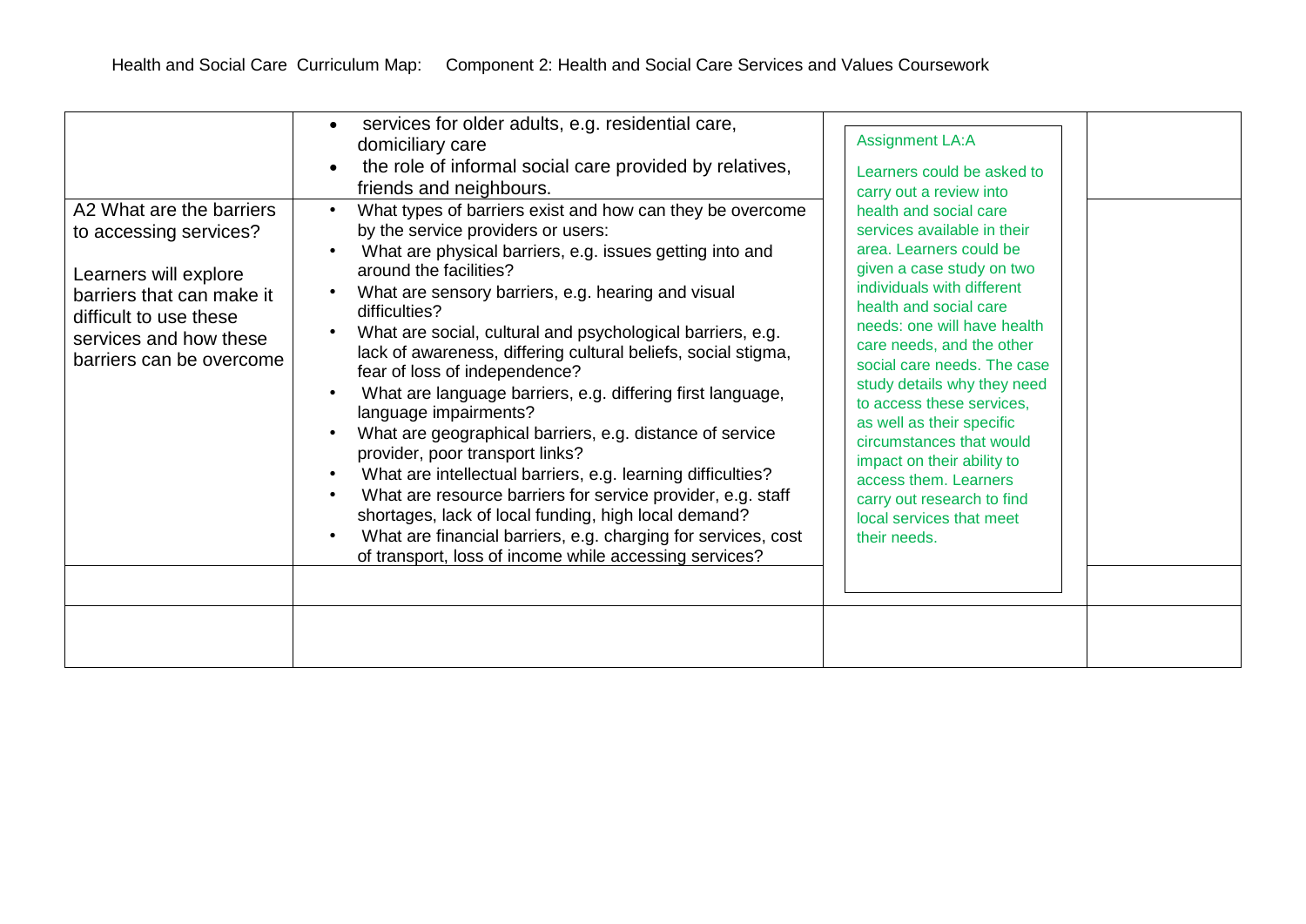Health and Social Care Curriculum Map: Component 2: Health and Social Care Services and Values Coursework

| | | | |
|---|---|---|---|
| | • services for older adults, e.g. residential care, domiciliary care<br>• the role of informal social care provided by relatives, friends and neighbours. | Assignment LA:A<br><br>Learners could be asked to carry out a review into health and social care services available in their area. Learners could be given a case study on two individuals with different health and social care needs: one will have health care needs, and the other social care needs. The case study details why they need to access these services, as well as their specific circumstances that would impact on their ability to access them. Learners carry out research to find local services that meet their needs. | |
| A2 What are the barriers to accessing services?<br><br>Learners will explore barriers that can make it difficult to use these services and how these barriers can be overcome | • What types of barriers exist and how can they be overcome by the service providers or users:<br>• What are physical barriers, e.g. issues getting into and around the facilities?<br>• What are sensory barriers, e.g. hearing and visual difficulties?<br>• What are social, cultural and psychological barriers, e.g. lack of awareness, differing cultural beliefs, social stigma, fear of loss of independence?<br>• What are language barriers, e.g. differing first language, language impairments?<br>• What are geographical barriers, e.g. distance of service provider, poor transport links?<br>• What are intellectual barriers, e.g. learning difficulties?<br>• What are resource barriers for service provider, e.g. staff shortages, lack of local funding, high local demand?<br>• What are financial barriers, e.g. charging for services, cost of transport, loss of income while accessing services? | | |
| | | | |
| | | | |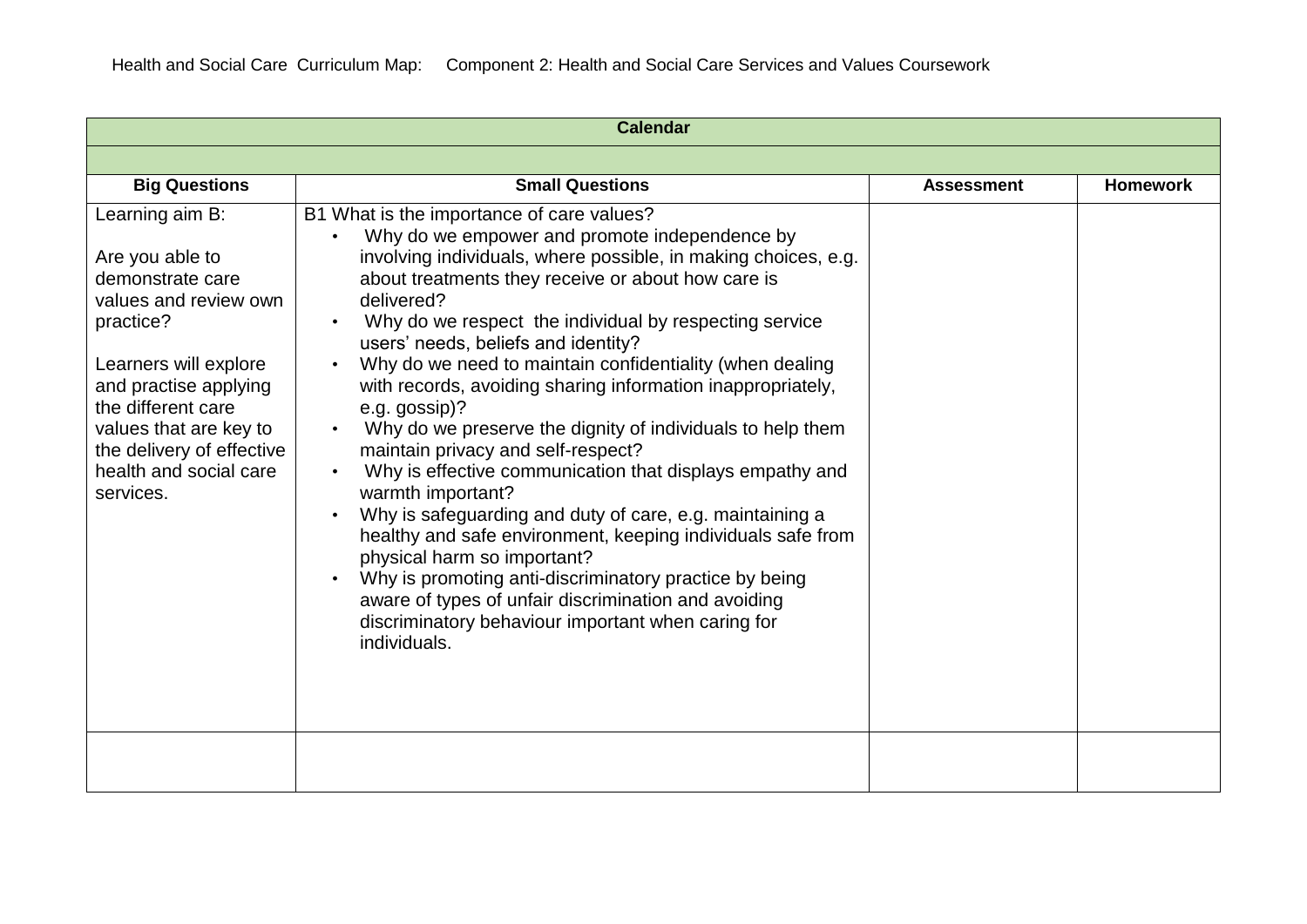Health and Social Care Curriculum Map: Component 2: Health and Social Care Services and Values Coursework

| Calendar | | | |
|---|---|---|---|
| | | | |
| **Big Questions** | **Small Questions** | **Assessment** | **Homework** |
| Learning aim B:<br><br>Are you able to demonstrate care values and review own practice?<br><br>Learners will explore and practise applying the different care values that are key to the delivery of effective health and social care services. | B1 What is the importance of care values?<br>• Why do we empower and promote independence by involving individuals, where possible, in making choices, e.g. about treatments they receive or about how care is delivered?<br>• Why do we respect the individual by respecting service users' needs, beliefs and identity?<br>• Why do we need to maintain confidentiality (when dealing with records, avoiding sharing information inappropriately, e.g. gossip)?<br>• Why do we preserve the dignity of individuals to help them maintain privacy and self-respect?<br>• Why is effective communication that displays empathy and warmth important?<br>• Why is safeguarding and duty of care, e.g. maintaining a healthy and safe environment, keeping individuals safe from physical harm so important?<br>• Why is promoting anti-discriminatory practice by being aware of types of unfair discrimination and avoiding discriminatory behaviour important when caring for individuals. | | |
| | | | |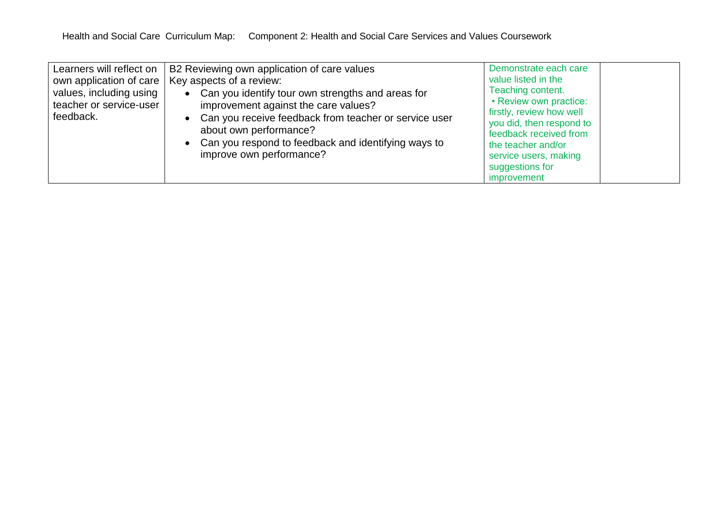Health and Social Care Curriculum Map: Component 2: Health and Social Care Services and Values Coursework

| | | | |
|---|---|---|---|
| Learners will reflect on own application of care values, including using teacher or service-user feedback. | B2 Reviewing own application of care values<br>Key aspects of a review:<br>• Can you identify tour own strengths and areas for improvement against the care values?<br>• Can you receive feedback from teacher or service user about own performance?<br>• Can you respond to feedback and identifying ways to improve own performance? | Demonstrate each care value listed in the Teaching content.<br>• Review own practice: firstly, review how well you did, then respond to feedback received from the teacher and/or service users, making suggestions for improvement | |